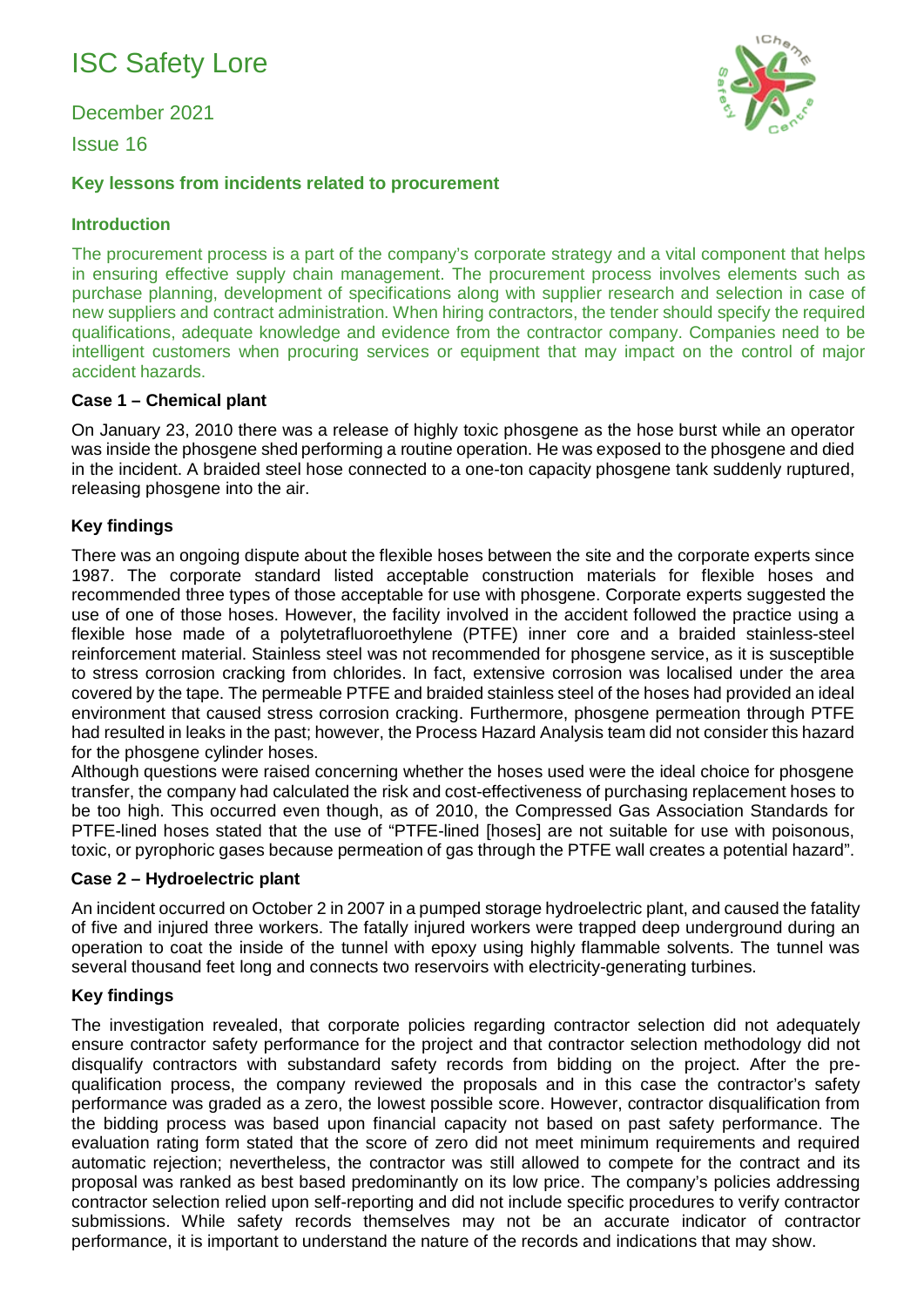# ISC Safety Lore

December 2021

Issue 16

## Key lessons from incidents related to procurement

### Introduction

The procurement process is a part of the company's corporate strategy and a vital component that helps in ensuring effective supply chain management. The procurement process involves elements such as purchase planning, development of specifications along with supplier research and selection in case of new suppliers and contract administration. When hiring contractors, the tender should specify the required qualifications, adequate knowledge and evidence from the contractor company. Companies need to be intelligent customers when procuring services or equipment that may impact on the control of major accident hazards.

### Case 1 – Chemical plant

On January 23, 2010 there was a release of highly toxic phosgene as the hose burst while an operator was inside the phosgene shed performing a routine operation. He was exposed to the phosgene and died in the incident. A braided steel hose connected to a one-ton capacity phosgene tank suddenly ruptured, releasing phosgene into the air.

### Key findings

There was an ongoing dispute about the flexible hoses between the site and the corporate experts since 1987. The corporate standard listed acceptable construction materials for flexible hoses and recommended three types of those acceptable for use with phosgene. Corporate experts suggested the use of one of those hoses. However, the facility involved in the accident followed the practice using a flexible hose made of a polytetrafluoroethylene (PTFE) inner core and a braided stainless-steel reinforcement material. Stainless steel was not recommended for phosgene service, as it is susceptible to stress corrosion cracking from chlorides. In fact, extensive corrosion was localised under the area covered by the tape. The permeable PTFE and braided stainless steel of the hoses had provided an ideal environment that caused stress corrosion cracking. Furthermore, phosgene permeation through PTFE had resulted in leaks in the past; however, the Process Hazard Analysis team did not consider this hazard for the phosgene cylinder hoses.

Although questions were raised concerning whether the hoses used were the ideal choice for phosgene transfer, the company had calculated the risk and cost-effectiveness of purchasing replacement hoses to be too high. This occurred even though, as of 2010, the Compressed Gas Association Standards for PTFE-lined hoses stated that the use of "PTFE-lined [hoses] are not suitable for use with poisonous, toxic, or pyrophoric gases because permeation of gas through the PTFE wall creates a potential hazard".

### Case 2 – Hydroelectric plant

An incident occurred on October 2 in 2007 in a pumped storage hydroelectric plant, and caused the fatality of five and injured three workers. The fatally injured workers were trapped deep underground during an operation to coat the inside of the tunnel with epoxy using highly flammable solvents. The tunnel was several thousand feet long and connects two reservoirs with electricity-generating turbines.

### Key findings

The investigation revealed, that corporate policies regarding contractor selection did not adequately ensure contractor safety performance for the project and that contractor selection methodology did not disqualify contractors with substandard safety records from bidding on the project. After the pre-qualification process, the company reviewed the proposals and in this case the contractor's safety performance was graded as a zero, the lowest possible score. However, contractor disqualification from the bidding process was based upon financial capacity not based on past safety performance. The evaluation rating form stated that the score of zero did not meet minimum requirements and required automatic rejection; nevertheless, the contractor was still allowed to compete for the contract and its proposal was ranked as best based predominantly on its low price. The company's policies addressing contractor selection relied upon self-reporting and did not include specific procedures to verify contractor submissions. While safety records themselves may not be an accurate indicator of contractor performance, it is important to understand the nature of the records and indications that may show.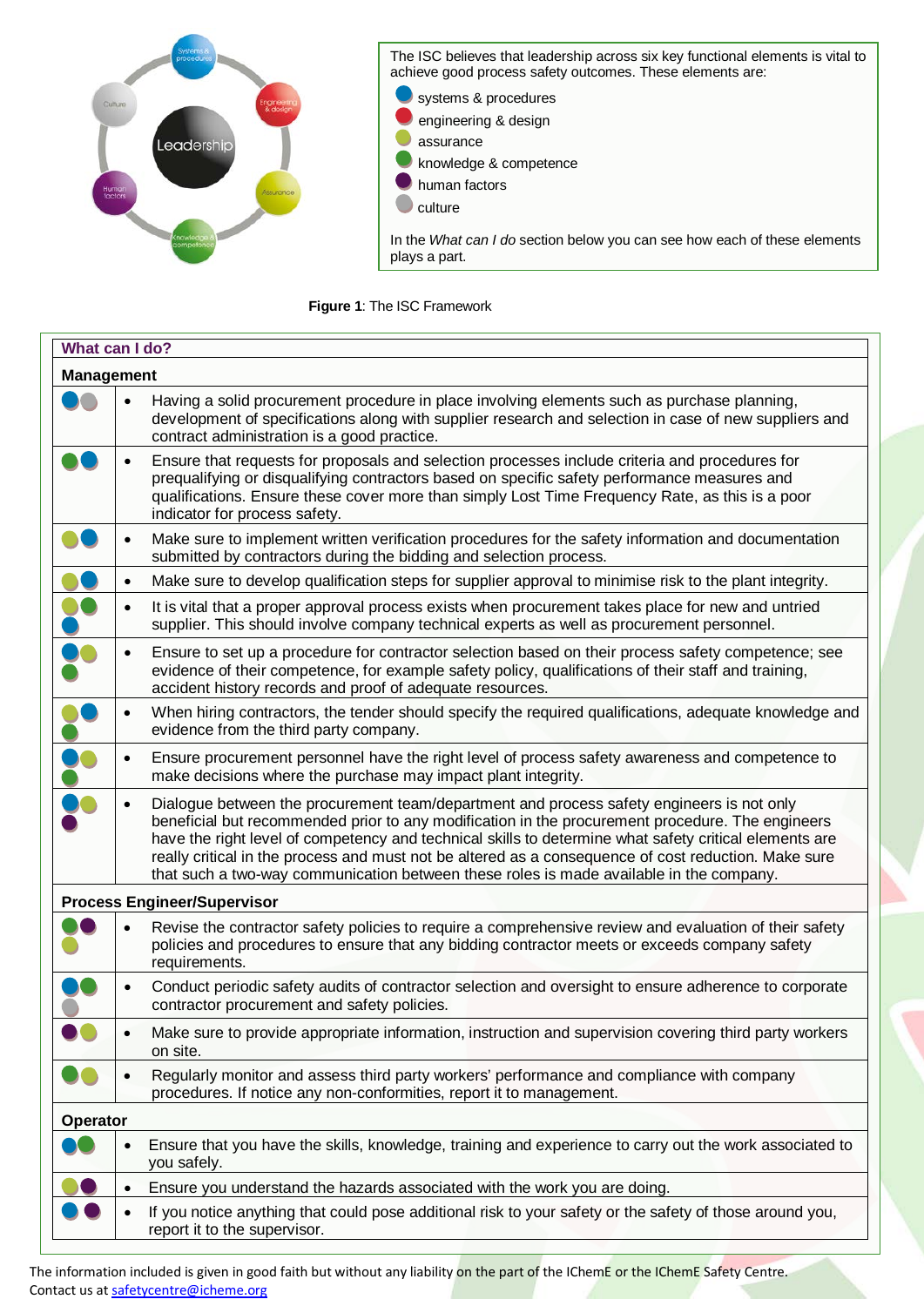The ISC believes that leadership across six key functional elements is vital to achieve good process safety outcomes. These elements are:

- systems & procedures
- engineering & design
- assurance
- knowledge & competence
- human factors
- culture

In the *What can I do* section below you can see how each of these elements plays a part.

**Figure 1**: The ISC Framework

| What can I do? | |
|---|---|
| **Management** | |
| | • Having a solid procurement procedure in place involving elements such as purchase planning, development of specifications along with supplier research and selection in case of new suppliers and contract administration is a good practice. |
| | • Ensure that requests for proposals and selection processes include criteria and procedures for prequalifying or disqualifying contractors based on specific safety performance measures and qualifications. Ensure these cover more than simply Lost Time Frequency Rate, as this is a poor indicator for process safety. |
| | • Make sure to implement written verification procedures for the safety information and documentation submitted by contractors during the bidding and selection process. |
| | • Make sure to develop qualification steps for supplier approval to minimise risk to the plant integrity. |
| | • It is vital that a proper approval process exists when procurement takes place for new and untried supplier. This should involve company technical experts as well as procurement personnel. |
| | • Ensure to set up a procedure for contractor selection based on their process safety competence; see evidence of their competence, for example safety policy, qualifications of their staff and training, accident history records and proof of adequate resources. |
| | • When hiring contractors, the tender should specify the required qualifications, adequate knowledge and evidence from the third party company. |
| | • Ensure procurement personnel have the right level of process safety awareness and competence to make decisions where the purchase may impact plant integrity. |
| | • Dialogue between the procurement team/department and process safety engineers is not only beneficial but recommended prior to any modification in the procurement procedure. The engineers have the right level of competency and technical skills to determine what safety critical elements are really critical in the process and must not be altered as a consequence of cost reduction. Make sure that such a two-way communication between these roles is made available in the company. |
| **Process Engineer/Supervisor** | |
| | • Revise the contractor safety policies to require a comprehensive review and evaluation of their safety policies and procedures to ensure that any bidding contractor meets or exceeds company safety requirements. |
| | • Conduct periodic safety audits of contractor selection and oversight to ensure adherence to corporate contractor procurement and safety policies. |
| | • Make sure to provide appropriate information, instruction and supervision covering third party workers on site. |
| | • Regularly monitor and assess third party workers' performance and compliance with company procedures. If notice any non-conformities, report it to management. |
| **Operator** | |
| | • Ensure that you have the skills, knowledge, training and experience to carry out the work associated to you safely. |
| | • Ensure you understand the hazards associated with the work you are doing. |
| | • If you notice anything that could pose additional risk to your safety or the safety of those around you, report it to the supervisor. |

The information included is given in good faith but without any liability on the part of the IChemE or the IChemE Safety Centre.
Contact us at safetycentre@icheme.org